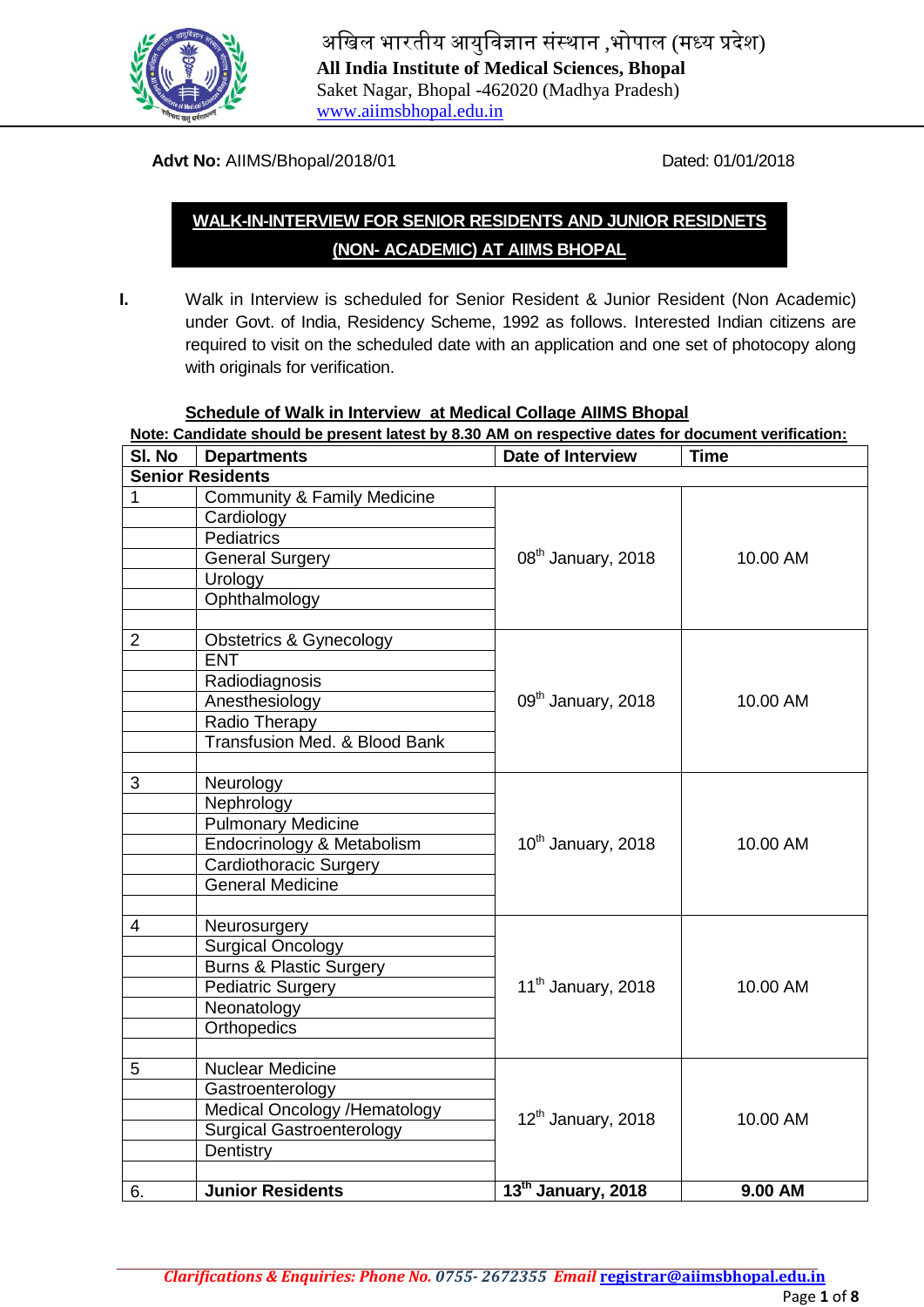अखिल भारतीय आयुविज्ञान संस्थान ,भोपाल (मध्य प्रदेश)

**All India Institute of Medical Sciences, Bhopal**

Saket Nagar, Bhopal -462020 (Madhya Pradesh)

www.aiimsbhopal.edu.in

**Advt No:** AIIMS/Bhopal/2018/01 Dated: 01/01/2018

## WALK-IN-INTERVIEW FOR SENIOR RESIDENTS AND JUNIOR RESIDNETS (NON- ACADEMIC) AT AIIMS BHOPAL

**I.** Walk in Interview is scheduled for Senior Resident & Junior Resident (Non Academic) under Govt. of India, Residency Scheme, 1992 as follows. Interested Indian citizens are required to visit on the scheduled date with an application and one set of photocopy along with originals for verification.

**Schedule of Walk in Interview at Medical Collage AIIMS Bhopal**

**Note: Candidate should be present latest by 8.30 AM on respective dates for document verification:**

| Sl. No | Departments | Date of Interview | Time |
|---|---|---|---|
| **Senior Residents** | | | |
| 1 | Community & Family Medicine | 08th January, 2018 | 10.00 AM |
| | Cardiology | | |
| | Pediatrics | | |
| | General Surgery | | |
| | Urology | | |
| | Ophthalmology | | |
| 2 | Obstetrics & Gynecology | 09th January, 2018 | 10.00 AM |
| | ENT | | |
| | Radiodiagnosis | | |
| | Anesthesiology | | |
| | Radio Therapy | | |
| | Transfusion Med. & Blood Bank | | |
| 3 | Neurology | 10th January, 2018 | 10.00 AM |
| | Nephrology | | |
| | Pulmonary Medicine | | |
| | Endocrinology & Metabolism | | |
| | Cardiothoracic Surgery | | |
| | General Medicine | | |
| 4 | Neurosurgery | 11th January, 2018 | 10.00 AM |
| | Surgical Oncology | | |
| | Burns & Plastic Surgery | | |
| | Pediatric Surgery | | |
| | Neonatology | | |
| | Orthopedics | | |
| 5 | Nuclear Medicine | 12th January, 2018 | 10.00 AM |
| | Gastroenterology | | |
| | Medical Oncology /Hematology | | |
| | Surgical Gastroenterology | | |
| | Dentistry | | |
| 6. | **Junior Residents** | **13th January, 2018** | **9.00 AM** |

*Clarifications & Enquiries: Phone No. 0755- 2672355 Email* registrar@aiimsbhopal.edu.in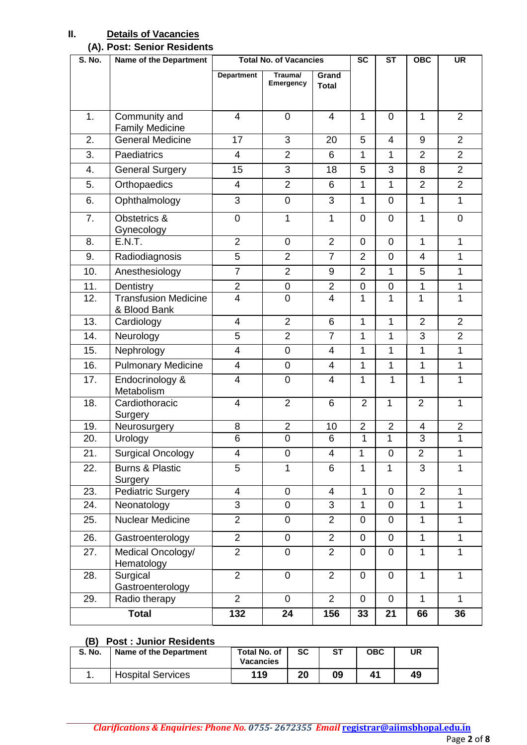## II. Details of Vacancies

### (A). Post: Senior Residents

| S. No. | Name of the Department | Total No. of Vacancies | | | SC | ST | OBC | UR |
|---|---|---|---|---|---|---|---|---|
| | | Department | Trauma/ Emergency | Grand Total | | | | |
| 1. | Community and Family Medicine | 4 | 0 | 4 | 1 | 0 | 1 | 2 |
| 2. | General Medicine | 17 | 3 | 20 | 5 | 4 | 9 | 2 |
| 3. | Paediatrics | 4 | 2 | 6 | 1 | 1 | 2 | 2 |
| 4. | General Surgery | 15 | 3 | 18 | 5 | 3 | 8 | 2 |
| 5. | Orthopaedics | 4 | 2 | 6 | 1 | 1 | 2 | 2 |
| 6. | Ophthalmology | 3 | 0 | 3 | 1 | 0 | 1 | 1 |
| 7. | Obstetrics & Gynecology | 0 | 1 | 1 | 0 | 0 | 1 | 0 |
| 8. | E.N.T. | 2 | 0 | 2 | 0 | 0 | 1 | 1 |
| 9. | Radiodiagnosis | 5 | 2 | 7 | 2 | 0 | 4 | 1 |
| 10. | Anesthesiology | 7 | 2 | 9 | 2 | 1 | 5 | 1 |
| 11. | Dentistry | 2 | 0 | 2 | 0 | 0 | 1 | 1 |
| 12. | Transfusion Medicine & Blood Bank | 4 | 0 | 4 | 1 | 1 | 1 | 1 |
| 13. | Cardiology | 4 | 2 | 6 | 1 | 1 | 2 | 2 |
| 14. | Neurology | 5 | 2 | 7 | 1 | 1 | 3 | 2 |
| 15. | Nephrology | 4 | 0 | 4 | 1 | 1 | 1 | 1 |
| 16. | Pulmonary Medicine | 4 | 0 | 4 | 1 | 1 | 1 | 1 |
| 17. | Endocrinology & Metabolism | 4 | 0 | 4 | 1 | 1 | 1 | 1 |
| 18. | Cardiothoracic Surgery | 4 | 2 | 6 | 2 | 1 | 2 | 1 |
| 19. | Neurosurgery | 8 | 2 | 10 | 2 | 2 | 4 | 2 |
| 20. | Urology | 6 | 0 | 6 | 1 | 1 | 3 | 1 |
| 21. | Surgical Oncology | 4 | 0 | 4 | 1 | 0 | 2 | 1 |
| 22. | Burns & Plastic Surgery | 5 | 1 | 6 | 1 | 1 | 3 | 1 |
| 23. | Pediatric Surgery | 4 | 0 | 4 | 1 | 0 | 2 | 1 |
| 24. | Neonatology | 3 | 0 | 3 | 1 | 0 | 1 | 1 |
| 25. | Nuclear Medicine | 2 | 0 | 2 | 0 | 0 | 1 | 1 |
| 26. | Gastroenterology | 2 | 0 | 2 | 0 | 0 | 1 | 1 |
| 27. | Medical Oncology/ Hematology | 2 | 0 | 2 | 0 | 0 | 1 | 1 |
| 28. | Surgical Gastroenterology | 2 | 0 | 2 | 0 | 0 | 1 | 1 |
| 29. | Radio therapy | 2 | 0 | 2 | 0 | 0 | 1 | 1 |
| **Total** | | **132** | **24** | **156** | **33** | **21** | **66** | **36** |

### (B) Post : Junior Residents

| S. No. | Name of the Department | Total No. of Vacancies | SC | ST | OBC | UR |
|---|---|---|---|---|---|---|
| 1. | Hospital Services | **119** | **20** | **09** | **41** | **49** |

*Clarifications & Enquiries: Phone No. 0755- 2672355 Email* registrar@aiimsbhopal.edu.in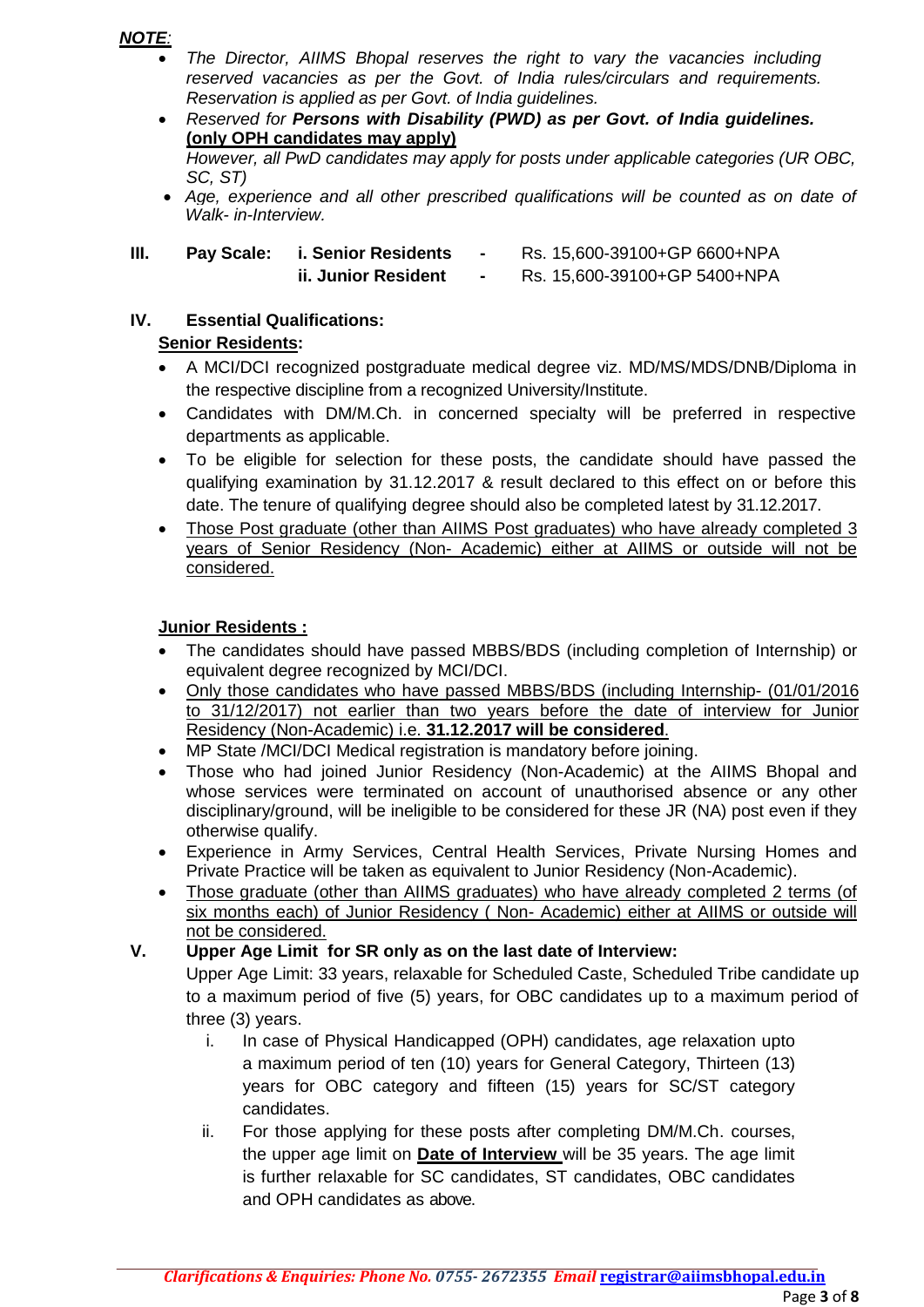***NOTE**:*

- *The Director, AIIMS Bhopal reserves the right to vary the vacancies including reserved vacancies as per the Govt. of India rules/circulars and requirements. Reservation is applied as per Govt. of India guidelines.*
- *Reserved for **Persons with Disability (PWD) as per Govt. of India guidelines. <u>(only OPH candidates may apply)</u>***
  *However, all PwD candidates may apply for posts under applicable categories (UR OBC, SC, ST)*
- *Age, experience and all other prescribed qualifications will be counted as on date of Walk- in-Interview.*

**III. Pay Scale:**

| | | |
|---|---|---|
| **i. Senior Residents** | - | Rs. 15,600-39100+GP 6600+NPA |
| **ii. Junior Resident** | - | Rs. 15,600-39100+GP 5400+NPA |

**IV. Essential Qualifications:**

**<u>Senior Residents</u>:**

- A MCI/DCI recognized postgraduate medical degree viz. MD/MS/MDS/DNB/Diploma in the respective discipline from a recognized University/Institute.
- Candidates with DM/M.Ch. in concerned specialty will be preferred in respective departments as applicable.
- To be eligible for selection for these posts, the candidate should have passed the qualifying examination by 31.12.2017 & result declared to this effect on or before this date. The tenure of qualifying degree should also be completed latest by 31.12.2017.
- <u>Those Post graduate (other than AIIMS Post graduates) who have already completed 3 years of Senior Residency (Non- Academic) either at AIIMS or outside will not be considered.</u>

**<u>Junior Residents :</u>**

- The candidates should have passed MBBS/BDS (including completion of Internship) or equivalent degree recognized by MCI/DCI.
- <u>Only those candidates who have passed MBBS/BDS (including Internship- (01/01/2016 to 31/12/2017) not earlier than two years before the date of interview for Junior Residency (Non-Academic) i.e. **31.12.2017 will be considered**.</u>
- MP State /MCI/DCI Medical registration is mandatory before joining.
- Those who had joined Junior Residency (Non-Academic) at the AIIMS Bhopal and whose services were terminated on account of unauthorised absence or any other disciplinary/ground, will be ineligible to be considered for these JR (NA) post even if they otherwise qualify.
- Experience in Army Services, Central Health Services, Private Nursing Homes and Private Practice will be taken as equivalent to Junior Residency (Non-Academic).
- <u>Those graduate (other than AIIMS graduates) who have already completed 2 terms (of six months each) of Junior Residency ( Non- Academic) either at AIIMS or outside will not be considered.</u>

**V. Upper Age Limit for SR only as on the last date of Interview:**

Upper Age Limit: 33 years, relaxable for Scheduled Caste, Scheduled Tribe candidate up to a maximum period of five (5) years, for OBC candidates up to a maximum period of three (3) years.

i. In case of Physical Handicapped (OPH) candidates, age relaxation upto a maximum period of ten (10) years for General Category, Thirteen (13) years for OBC category and fifteen (15) years for SC/ST category candidates.

ii. For those applying for these posts after completing DM/M.Ch. courses, the upper age limit on **<u>Date of Interview</u>** will be 35 years. The age limit is further relaxable for SC candidates, ST candidates, OBC candidates and OPH candidates as above.

*Clarifications & Enquiries: Phone No. 0755- 2672355 Email registrar@aiimsbhopal.edu.in*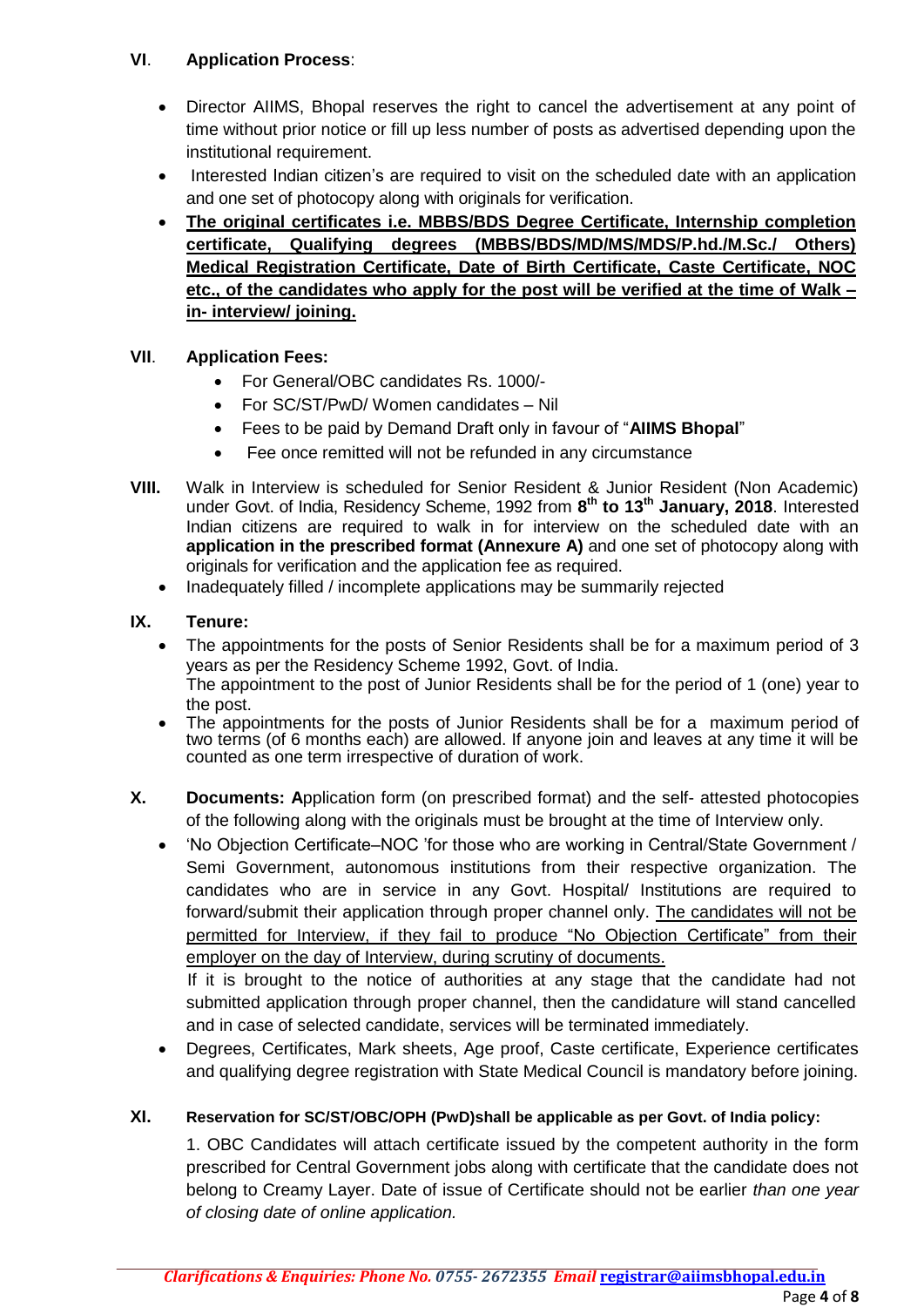**VI**. **Application Process**:

- Director AIIMS, Bhopal reserves the right to cancel the advertisement at any point of time without prior notice or fill up less number of posts as advertised depending upon the institutional requirement.
- Interested Indian citizen's are required to visit on the scheduled date with an application and one set of photocopy along with originals for verification.
- **The original certificates i.e. MBBS/BDS Degree Certificate, Internship completion certificate, Qualifying degrees (MBBS/BDS/MD/MS/MDS/P.hd./M.Sc./ Others) Medical Registration Certificate, Date of Birth Certificate, Caste Certificate, NOC etc., of the candidates who apply for the post will be verified at the time of Walk –in- interview/ joining.**

**VII**. **Application Fees:**

- For General/OBC candidates Rs. 1000/-
- For SC/ST/PwD/ Women candidates – Nil
- Fees to be paid by Demand Draft only in favour of "**AIIMS Bhopal**"
- Fee once remitted will not be refunded in any circumstance

**VIII.** Walk in Interview is scheduled for Senior Resident & Junior Resident (Non Academic) under Govt. of India, Residency Scheme, 1992 from **8th to 13th January, 2018**. Interested Indian citizens are required to walk in for interview on the scheduled date with an **application in the prescribed format (Annexure A)** and one set of photocopy along with originals for verification and the application fee as required.

- Inadequately filled / incomplete applications may be summarily rejected

**IX. Tenure:**

- The appointments for the posts of Senior Residents shall be for a maximum period of 3 years as per the Residency Scheme 1992, Govt. of India.
  The appointment to the post of Junior Residents shall be for the period of 1 (one) year to the post.
- The appointments for the posts of Junior Residents shall be for a maximum period of two terms (of 6 months each) are allowed. If anyone join and leaves at any time it will be counted as one term irrespective of duration of work.

**X. Documents: A**pplication form (on prescribed format) and the self- attested photocopies of the following along with the originals must be brought at the time of Interview only.

- 'No Objection Certificate–NOC 'for those who are working in Central/State Government / Semi Government, autonomous institutions from their respective organization. The candidates who are in service in any Govt. Hospital/ Institutions are required to forward/submit their application through proper channel only. The candidates will not be permitted for Interview, if they fail to produce "No Objection Certificate" from their employer on the day of Interview, during scrutiny of documents.
  If it is brought to the notice of authorities at any stage that the candidate had not submitted application through proper channel, then the candidature will stand cancelled and in case of selected candidate, services will be terminated immediately.
- Degrees, Certificates, Mark sheets, Age proof, Caste certificate, Experience certificates and qualifying degree registration with State Medical Council is mandatory before joining.

**XI. Reservation for SC/ST/OBC/OPH (PwD)shall be applicable as per Govt. of India policy:**

1. OBC Candidates will attach certificate issued by the competent authority in the form prescribed for Central Government jobs along with certificate that the candidate does not belong to Creamy Layer. Date of issue of Certificate should not be earlier *than one year of closing date of online application.*

*Clarifications & Enquiries: Phone No. 0755- 2672355 Email* registrar@aiimsbhopal.edu.in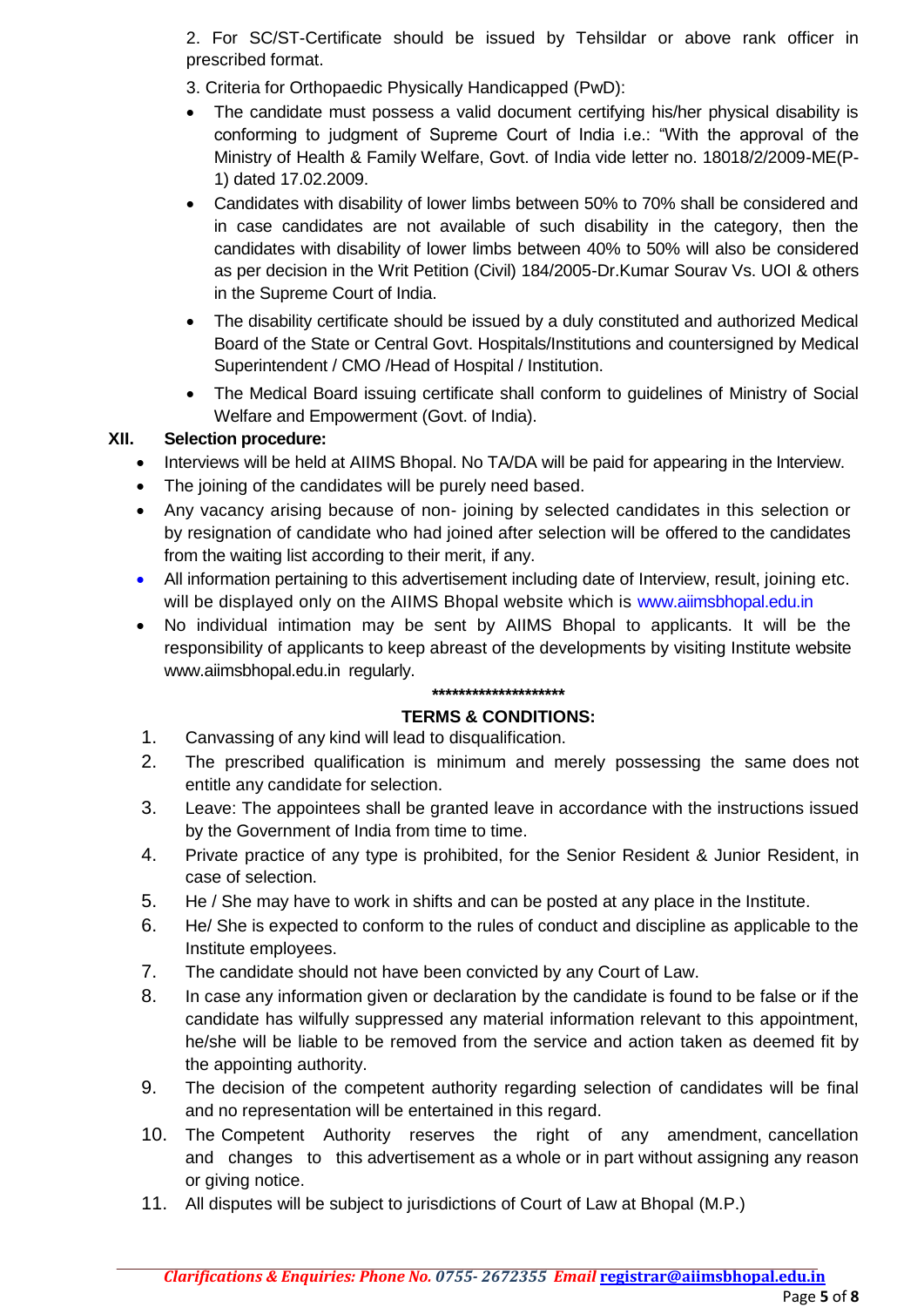2. For SC/ST-Certificate should be issued by Tehsildar or above rank officer in prescribed format.

3. Criteria for Orthopaedic Physically Handicapped (PwD):

- The candidate must possess a valid document certifying his/her physical disability is conforming to judgment of Supreme Court of India i.e.: "With the approval of the Ministry of Health & Family Welfare, Govt. of India vide letter no. 18018/2/2009-ME(P-1) dated 17.02.2009.
- Candidates with disability of lower limbs between 50% to 70% shall be considered and in case candidates are not available of such disability in the category, then the candidates with disability of lower limbs between 40% to 50% will also be considered as per decision in the Writ Petition (Civil) 184/2005-Dr.Kumar Sourav Vs. UOI & others in the Supreme Court of India.
- The disability certificate should be issued by a duly constituted and authorized Medical Board of the State or Central Govt. Hospitals/Institutions and countersigned by Medical Superintendent / CMO /Head of Hospital / Institution.
- The Medical Board issuing certificate shall conform to guidelines of Ministry of Social Welfare and Empowerment (Govt. of India).

## XII. Selection procedure:

- Interviews will be held at AIIMS Bhopal. No TA/DA will be paid for appearing in the Interview.
- The joining of the candidates will be purely need based.
- Any vacancy arising because of non- joining by selected candidates in this selection or by resignation of candidate who had joined after selection will be offered to the candidates from the waiting list according to their merit, if any.
- All information pertaining to this advertisement including date of Interview, result, joining etc. will be displayed only on the AIIMS Bhopal website which is www.aiimsbhopal.edu.in
- No individual intimation may be sent by AIIMS Bhopal to applicants. It will be the responsibility of applicants to keep abreast of the developments by visiting Institute website www.aiimsbhopal.edu.in regularly.

********************

## TERMS & CONDITIONS:

1. Canvassing of any kind will lead to disqualification.
2. The prescribed qualification is minimum and merely possessing the same does not entitle any candidate for selection.
3. Leave: The appointees shall be granted leave in accordance with the instructions issued by the Government of India from time to time.
4. Private practice of any type is prohibited, for the Senior Resident & Junior Resident, in case of selection.
5. He / She may have to work in shifts and can be posted at any place in the Institute.
6. He/ She is expected to conform to the rules of conduct and discipline as applicable to the Institute employees.
7. The candidate should not have been convicted by any Court of Law.
8. In case any information given or declaration by the candidate is found to be false or if the candidate has wilfully suppressed any material information relevant to this appointment, he/she will be liable to be removed from the service and action taken as deemed fit by the appointing authority.
9. The decision of the competent authority regarding selection of candidates will be final and no representation will be entertained in this regard.
10. The Competent Authority reserves the right of any amendment, cancellation and changes to this advertisement as a whole or in part without assigning any reason or giving notice.
11. All disputes will be subject to jurisdictions of Court of Law at Bhopal (M.P.)

*Clarifications & Enquiries: Phone No. 0755- 2672355 Email* **registrar@aiimsbhopal.edu.in**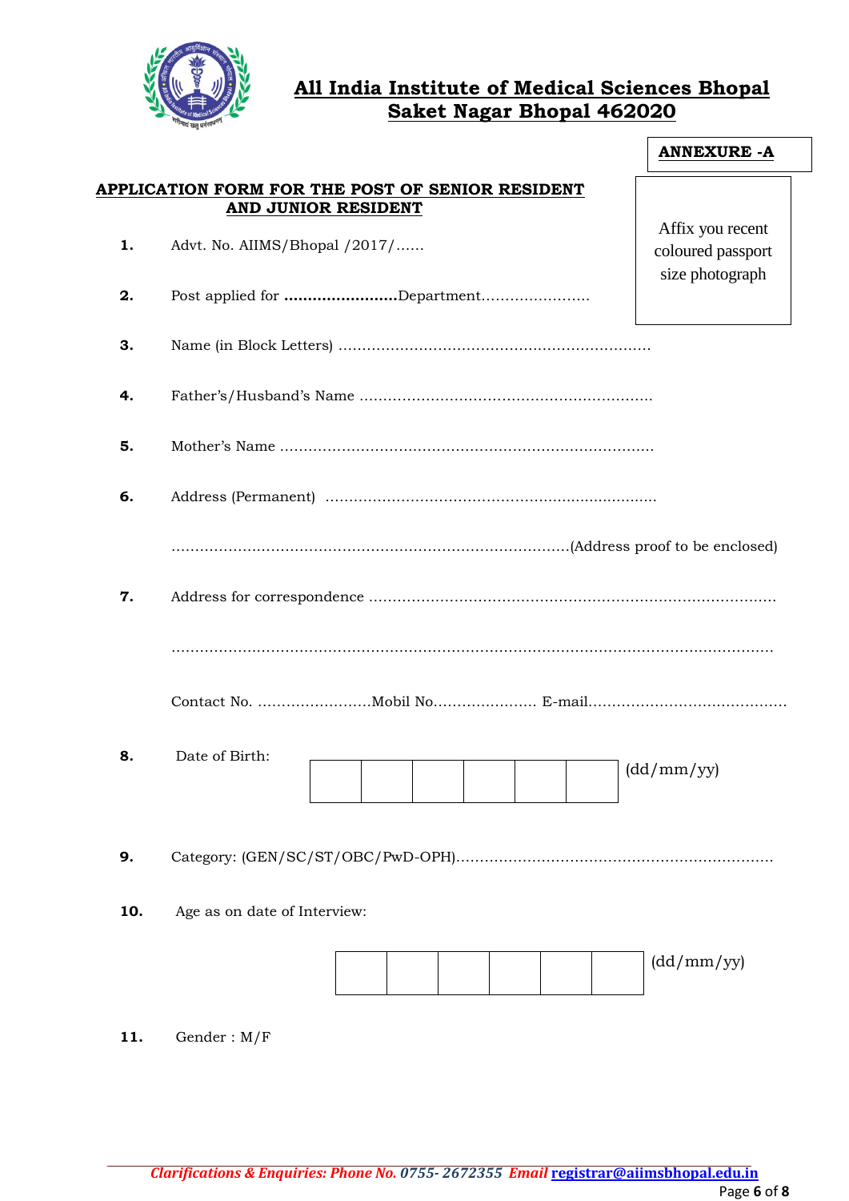# All India Institute of Medical Sciences Bhopal
## Saket Nagar Bhopal 462020

**ANNEXURE -A**

Affix you recent coloured passport size photograph

### APPLICATION FORM FOR THE POST OF SENIOR RESIDENT AND JUNIOR RESIDENT

1. Advt. No. AIIMS/Bhopal /2017/……

2. Post applied for **……………………**Department…………………..

3. Name (in Block Letters) …………………………………………………………

4. Father's/Husband's Name ……………………………………………………

5. Mother's Name ……………………………………………………………………

6. Address (Permanent) ……………………………………………………………

   ……………………………………………………………………………(Address proof to be enclosed)

7. Address for correspondence ……………………………………………………………………

   ……………………………………………………………………………………………………

   Contact No. ……………………Mobil No………………… E-mail……………………………………

8. Date of Birth:

| | | | | | |
|---|---|---|---|---|---|
| | | | | | |

(dd/mm/yy)

9. Category: (GEN/SC/ST/OBC/PwD-OPH)…………………………………………………………

10. Age as on date of Interview:

| | | | | | |
|---|---|---|---|---|---|
| | | | | | |

(dd/mm/yy)

11. Gender : M/F

*Clarifications & Enquiries: Phone No. 0755- 2672355 Email* registrar@aiimsbhopal.edu.in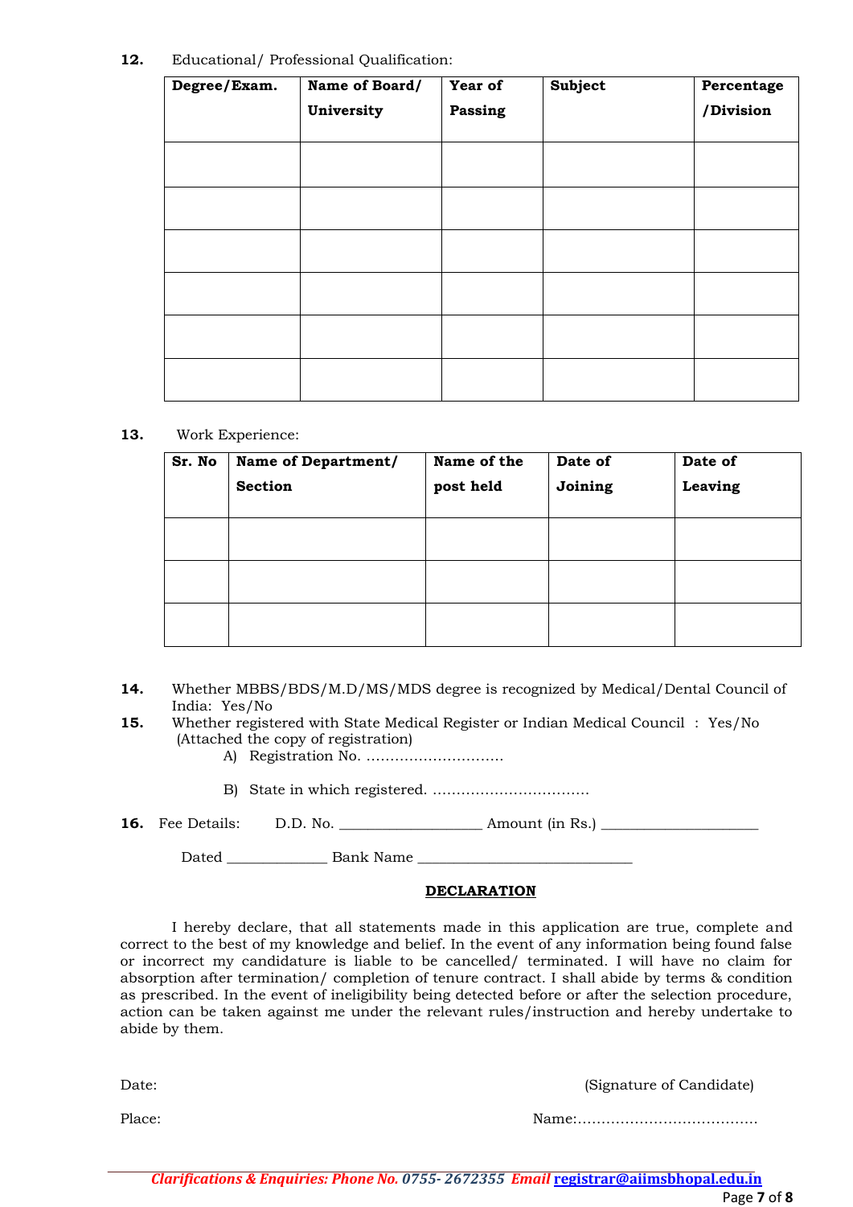**12.** Educational/ Professional Qualification:

| Degree/Exam. | Name of Board/ University | Year of Passing | Subject | Percentage /Division |
|---|---|---|---|---|
| | | | | |
| | | | | |
| | | | | |
| | | | | |
| | | | | |
| | | | | |

**13.** Work Experience:

| Sr. No | Name of Department/ Section | Name of the post held | Date of Joining | Date of Leaving |
|---|---|---|---|---|
| | | | | |
| | | | | |
| | | | | |

**14.** Whether MBBS/BDS/M.D/MS/MDS degree is recognized by Medical/Dental Council of India: Yes/No

**15.** Whether registered with State Medical Register or Indian Medical Council : Yes/No (Attached the copy of registration)

A) Registration No. ............................

B) State in which registered. ................................

**16.** Fee Details: D.D. No. __________________ Amount (in Rs.) ____________________

Dated _____________ Bank Name ___________________________

**DECLARATION**

I hereby declare, that all statements made in this application are true, complete and correct to the best of my knowledge and belief. In the event of any information being found false or incorrect my candidature is liable to be cancelled/ terminated. I will have no claim for absorption after termination/ completion of tenure contract. I shall abide by terms & condition as prescribed. In the event of ineligibility being detected before or after the selection procedure, action can be taken against me under the relevant rules/instruction and hereby undertake to abide by them.

Date: (Signature of Candidate)

Place: Name:.....................................

*Clarifications & Enquiries: Phone No. 0755- 2672355 Email* registrar@aiimsbhopal.edu.in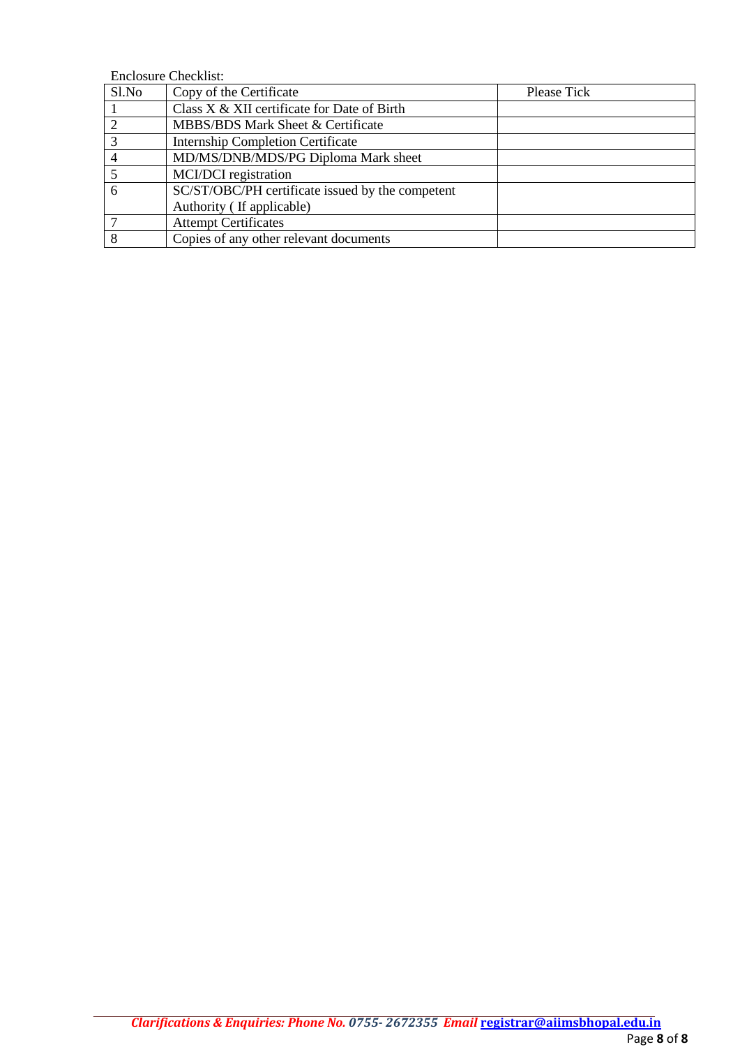Enclosure Checklist:

| Sl.No | Copy of the Certificate | Please Tick |
|---|---|---|
| 1 | Class X & XII certificate for Date of Birth | |
| 2 | MBBS/BDS Mark Sheet & Certificate | |
| 3 | Internship Completion Certificate | |
| 4 | MD/MS/DNB/MDS/PG Diploma Mark sheet | |
| 5 | MCI/DCI registration | |
| 6 | SC/ST/OBC/PH certificate issued by the competent Authority ( If applicable) | |
| 7 | Attempt Certificates | |
| 8 | Copies of any other relevant documents | |

***Clarifications & Enquiries: Phone No. 0755- 2672355 Email*** **registrar@aiimsbhopal.edu.in**